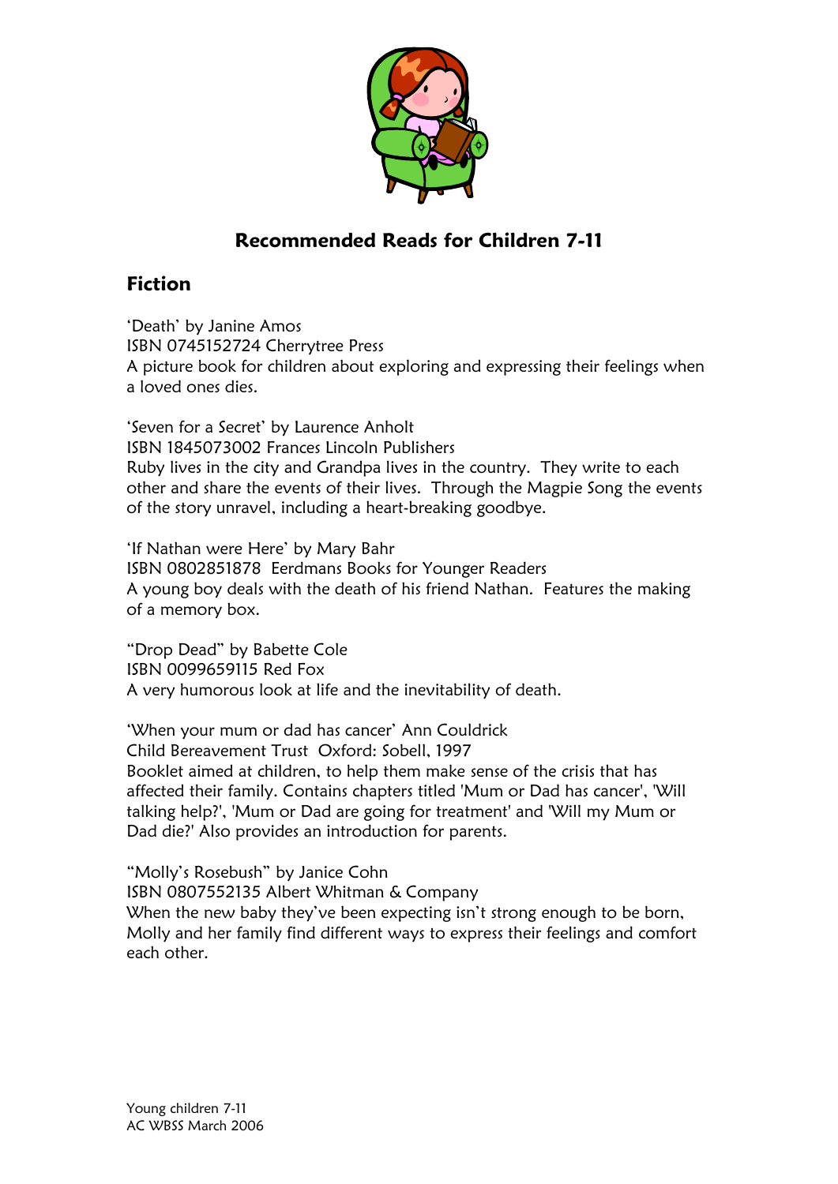# Recommended Reads for Children 7-11

## Fiction

'Death' by Janine Amos
ISBN 0745152724 Cherrytree Press
A picture book for children about exploring and expressing their feelings when a loved ones dies.

'Seven for a Secret' by Laurence Anholt
ISBN 1845073002 Frances Lincoln Publishers
Ruby lives in the city and Grandpa lives in the country. They write to each other and share the events of their lives. Through the Magpie Song the events of the story unravel, including a heart-breaking goodbye.

'If Nathan were Here' by Mary Bahr
ISBN 0802851878 Eerdmans Books for Younger Readers
A young boy deals with the death of his friend Nathan. Features the making of a memory box.

"Drop Dead" by Babette Cole
ISBN 0099659115 Red Fox
A very humorous look at life and the inevitability of death.

'When your mum or dad has cancer' Ann Couldrick
Child Bereavement Trust Oxford: Sobell, 1997
Booklet aimed at children, to help them make sense of the crisis that has affected their family. Contains chapters titled 'Mum or Dad has cancer', 'Will talking help?', 'Mum or Dad are going for treatment' and 'Will my Mum or Dad die?' Also provides an introduction for parents.

"Molly's Rosebush" by Janice Cohn
ISBN 0807552135 Albert Whitman & Company
When the new baby they've been expecting isn't strong enough to be born, Molly and her family find different ways to express their feelings and comfort each other.

Young children 7-11
AC WBSS March 2006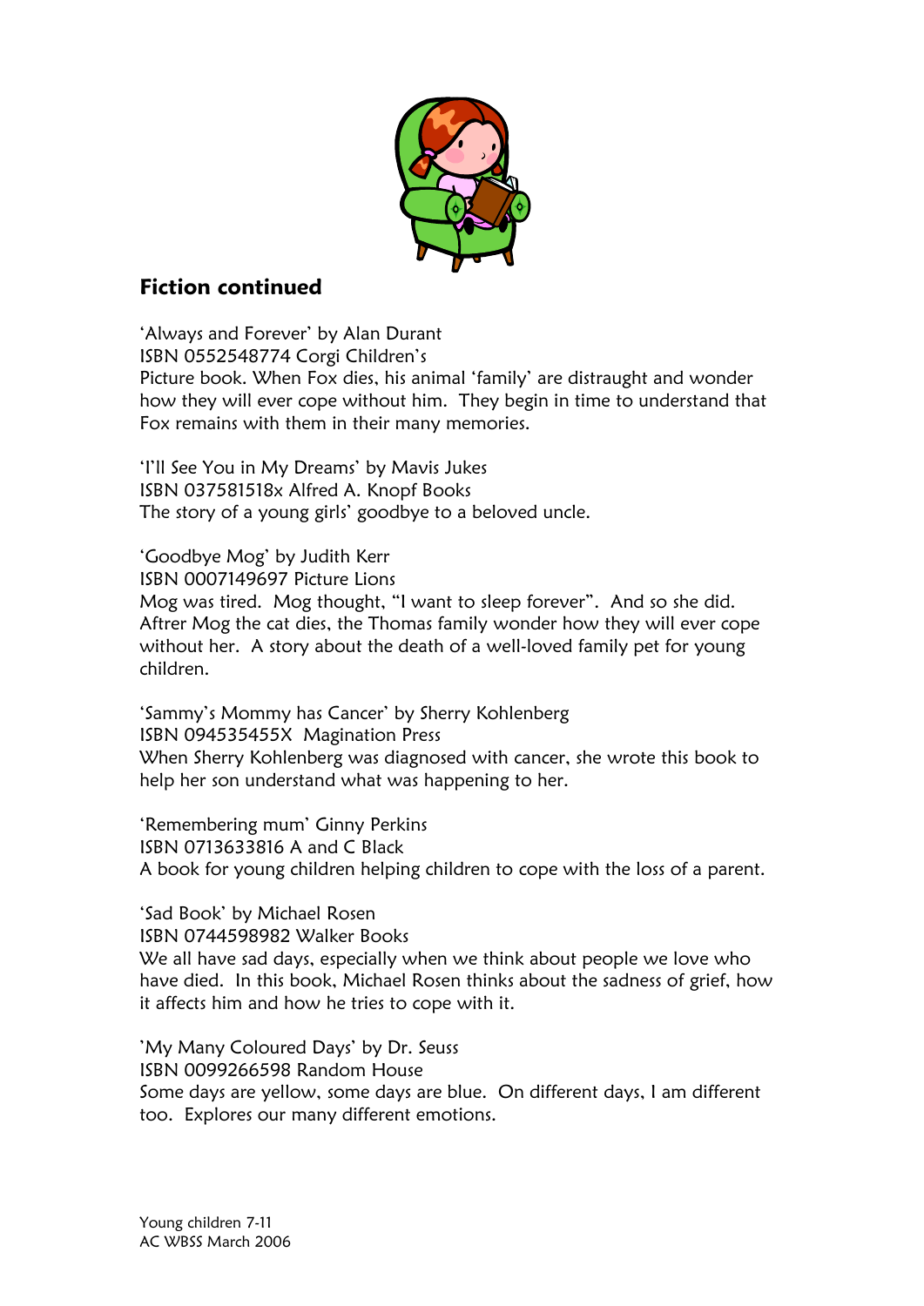## Fiction continued

'Always and Forever' by Alan Durant
ISBN 0552548774 Corgi Children's
Picture book. When Fox dies, his animal 'family' are distraught and wonder how they will ever cope without him. They begin in time to understand that Fox remains with them in their many memories.

'I'll See You in My Dreams' by Mavis Jukes
ISBN 037581518x Alfred A. Knopf Books
The story of a young girls' goodbye to a beloved uncle.

'Goodbye Mog' by Judith Kerr
ISBN 0007149697 Picture Lions
Mog was tired. Mog thought, "I want to sleep forever". And so she did. Aftrer Mog the cat dies, the Thomas family wonder how they will ever cope without her. A story about the death of a well-loved family pet for young children.

'Sammy's Mommy has Cancer' by Sherry Kohlenberg
ISBN 094535455X Magination Press
When Sherry Kohlenberg was diagnosed with cancer, she wrote this book to help her son understand what was happening to her.

'Remembering mum' Ginny Perkins
ISBN 0713633816 A and C Black
A book for young children helping children to cope with the loss of a parent.

'Sad Book' by Michael Rosen
ISBN 0744598982 Walker Books
We all have sad days, especially when we think about people we love who have died. In this book, Michael Rosen thinks about the sadness of grief, how it affects him and how he tries to cope with it.

'My Many Coloured Days' by Dr. Seuss
ISBN 0099266598 Random House
Some days are yellow, some days are blue. On different days, I am different too. Explores our many different emotions.

Young children 7-11
AC WBSS March 2006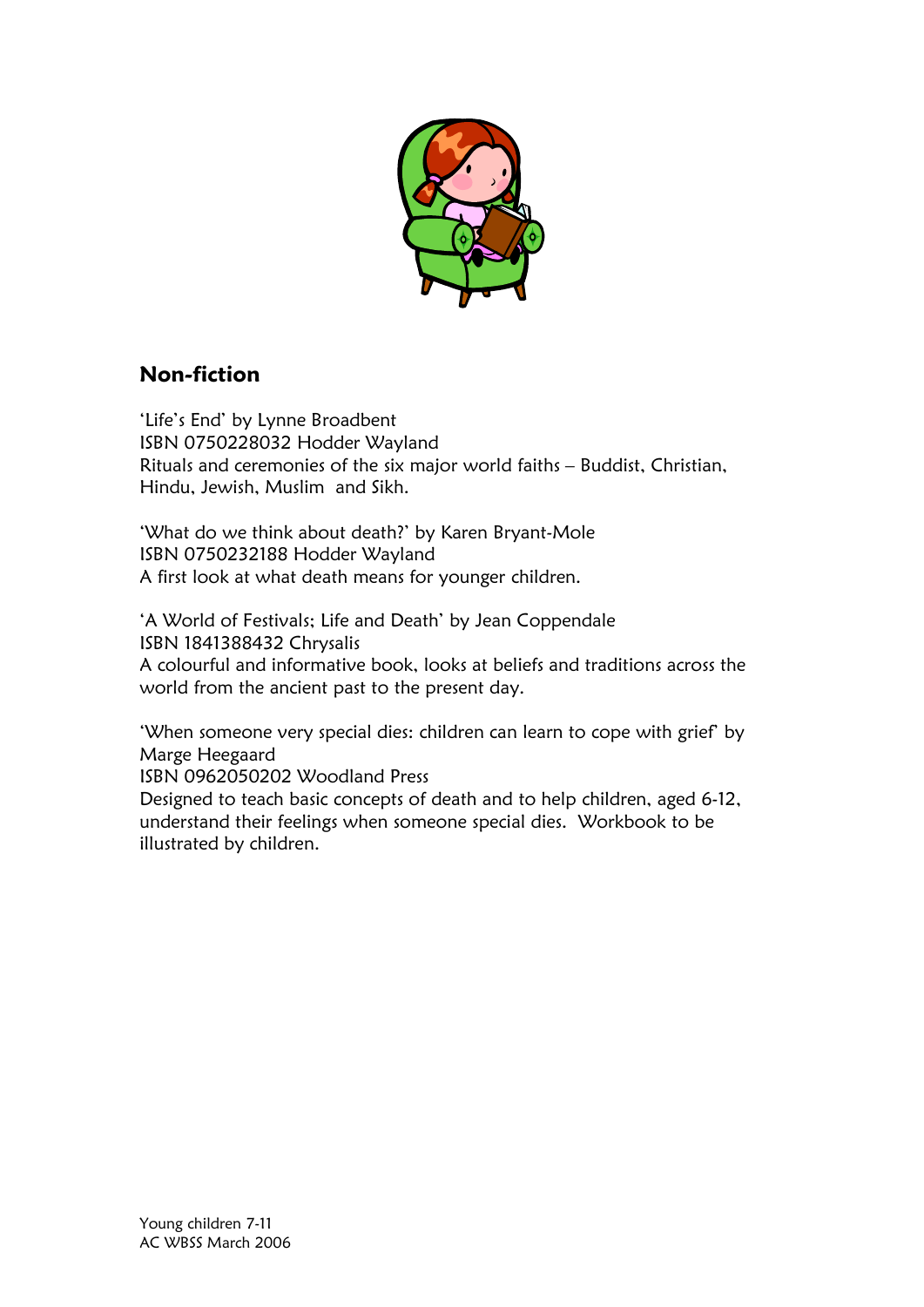## Non-fiction

'Life's End' by Lynne Broadbent
ISBN 0750228032 Hodder Wayland
Rituals and ceremonies of the six major world faiths – Buddist, Christian, Hindu, Jewish, Muslim and Sikh.

'What do we think about death?' by Karen Bryant-Mole
ISBN 0750232188 Hodder Wayland
A first look at what death means for younger children.

'A World of Festivals; Life and Death' by Jean Coppendale
ISBN 1841388432 Chrysalis
A colourful and informative book, looks at beliefs and traditions across the world from the ancient past to the present day.

'When someone very special dies: children can learn to cope with grief' by Marge Heegaard
ISBN 0962050202 Woodland Press
Designed to teach basic concepts of death and to help children, aged 6-12, understand their feelings when someone special dies. Workbook to be illustrated by children.